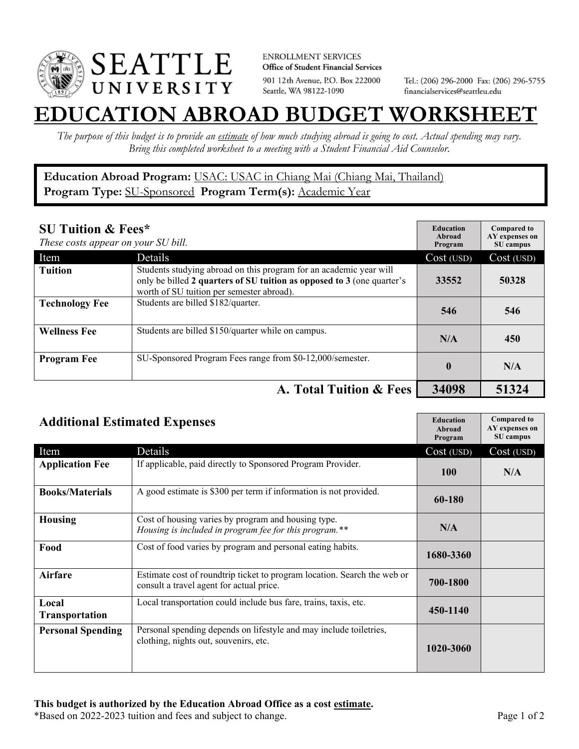SEATTLE UNIVERSITY

ENROLLMENT SERVICES
**Office of Student Financial Services**
901 12th Avenue, P.O. Box 222000
Seattle, WA 98122-1090

Tel.: (206) 296-2000 Fax: (206) 296-5755
financialservices@seattleu.edu

# EDUCATION ABROAD BUDGET WORKSHEET

*The purpose of this budget is to provide an estimate of how much studying abroad is going to cost. Actual spending may vary. Bring this completed worksheet to a meeting with a Student Financial Aid Counselor.*

**Education Abroad Program:** USAC: USAC in Chiang Mai (Chiang Mai, Thailand)
**Program Type:** SU-Sponsored **Program Term(s):** Academic Year

## SU Tuition & Fees*

*These costs appear on your SU bill.*

| Item | Details | Education Abroad Program Cost (USD) | Compared to AY expenses on SU campus Cost (USD) |
|---|---|---|---|
| **Tuition** | Students studying abroad on this program for an academic year will only be billed **2 quarters of SU tuition as opposed to 3** (one quarter's worth of SU tuition per semester abroad). | 33552 | 50328 |
| **Technology Fee** | Students are billed $182/quarter. | 546 | 546 |
| **Wellness Fee** | Students are billed $150/quarter while on campus. | N/A | 450 |
| **Program Fee** | SU-Sponsored Program Fees range from $0-12,000/semester. | 0 | N/A |
| | **A. Total Tuition & Fees** | **34098** | **51324** |

## Additional Estimated Expenses

| Item | Details | Education Abroad Program Cost (USD) | Compared to AY expenses on SU campus Cost (USD) |
|---|---|---|---|
| **Application Fee** | If applicable, paid directly to Sponsored Program Provider. | 100 | N/A |
| **Books/Materials** | A good estimate is $300 per term if information is not provided. | 60-180 | |
| **Housing** | Cost of housing varies by program and housing type. *Housing is included in program fee for this program.*** | N/A | |
| **Food** | Cost of food varies by program and personal eating habits. | 1680-3360 | |
| **Airfare** | Estimate cost of roundtrip ticket to program location. Search the web or consult a travel agent for actual price. | 700-1800 | |
| **Local Transportation** | Local transportation could include bus fare, trains, taxis, etc. | 450-1140 | |
| **Personal Spending** | Personal spending depends on lifestyle and may include toiletries, clothing, nights out, souvenirs, etc. | 1020-3060 | |

**This budget is authorized by the Education Abroad Office as a cost estimate.**
*Based on 2022-2023 tuition and fees and subject to change.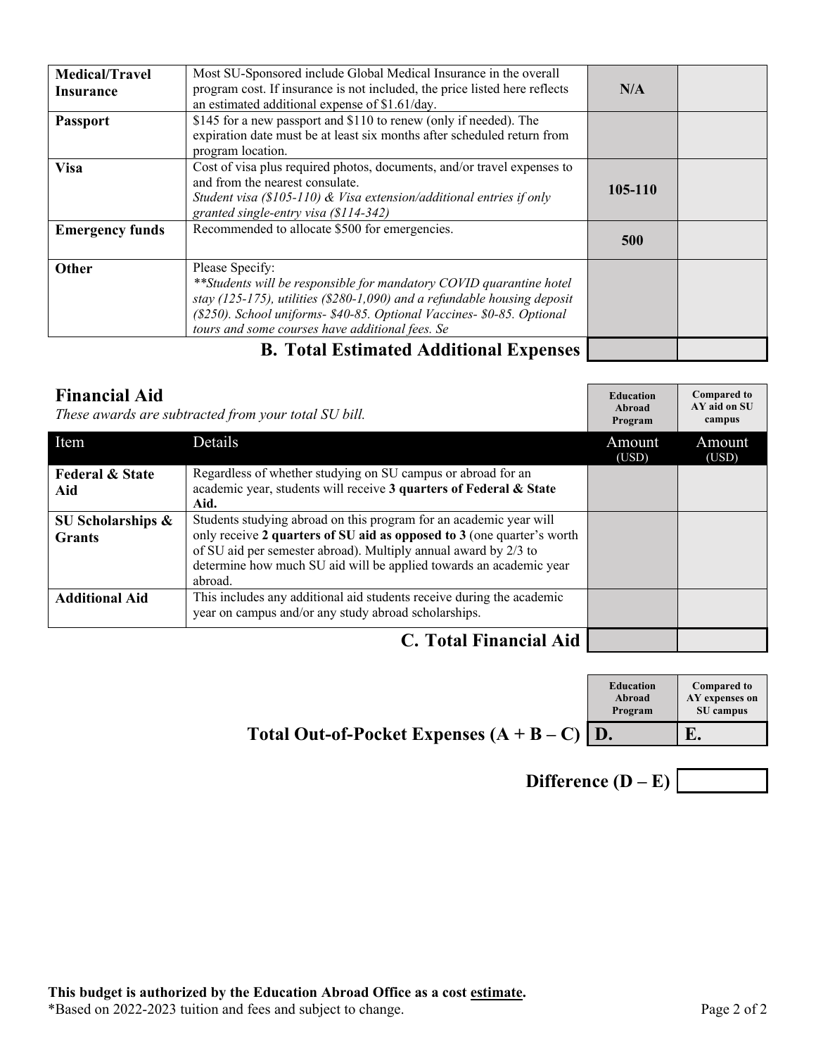| | | | |
|---|---|---|---|
| **Medical/Travel Insurance** | Most SU-Sponsored include Global Medical Insurance in the overall program cost. If insurance is not included, the price listed here reflects an estimated additional expense of $1.61/day. | **N/A** | |
| **Passport** | $145 for a new passport and $110 to renew (only if needed). The expiration date must be at least six months after scheduled return from program location. | | |
| **Visa** | Cost of visa plus required photos, documents, and/or travel expenses to and from the nearest consulate. *Student visa ($105-110) & Visa extension/additional entries if only granted single-entry visa ($114-342)* | **105-110** | |
| **Emergency funds** | Recommended to allocate $500 for emergencies. | **500** | |
| **Other** | Please Specify: ***Students will be responsible for mandatory COVID quarantine hotel stay (125-175), utilities ($280-1,090) and a refundable housing deposit ($250). School uniforms- $40-85. Optional Vaccines- $0-85. Optional tours and some courses have additional fees. Se* | | |
| | **B. Total Estimated Additional Expenses** | | |

## Financial Aid

*These awards are subtracted from your total SU bill.*

| Item | Details | Education Abroad Program<br>Amount (USD) | Compared to AY aid on SU campus<br>Amount (USD) |
|---|---|---|---|
| **Federal & State Aid** | Regardless of whether studying on SU campus or abroad for an academic year, students will receive **3 quarters of Federal & State Aid.** | | |
| **SU Scholarships & Grants** | Students studying abroad on this program for an academic year will only receive **2 quarters of SU aid as opposed to 3** (one quarter's worth of SU aid per semester abroad). Multiply annual award by 2/3 to determine how much SU aid will be applied towards an academic year abroad. | | |
| **Additional Aid** | This includes any additional aid students receive during the academic year on campus and/or any study abroad scholarships. | | |
| | **C. Total Financial Aid** | | |

| | Education Abroad Program | Compared to AY expenses on SU campus |
|---|---|---|
| **Total Out-of-Pocket Expenses (A + B – C)** | **D.** | **E.** |

**Difference (D – E)**

**This budget is authorized by the Education Abroad Office as a cost estimate.**

*Based on 2022-2023 tuition and fees and subject to change.